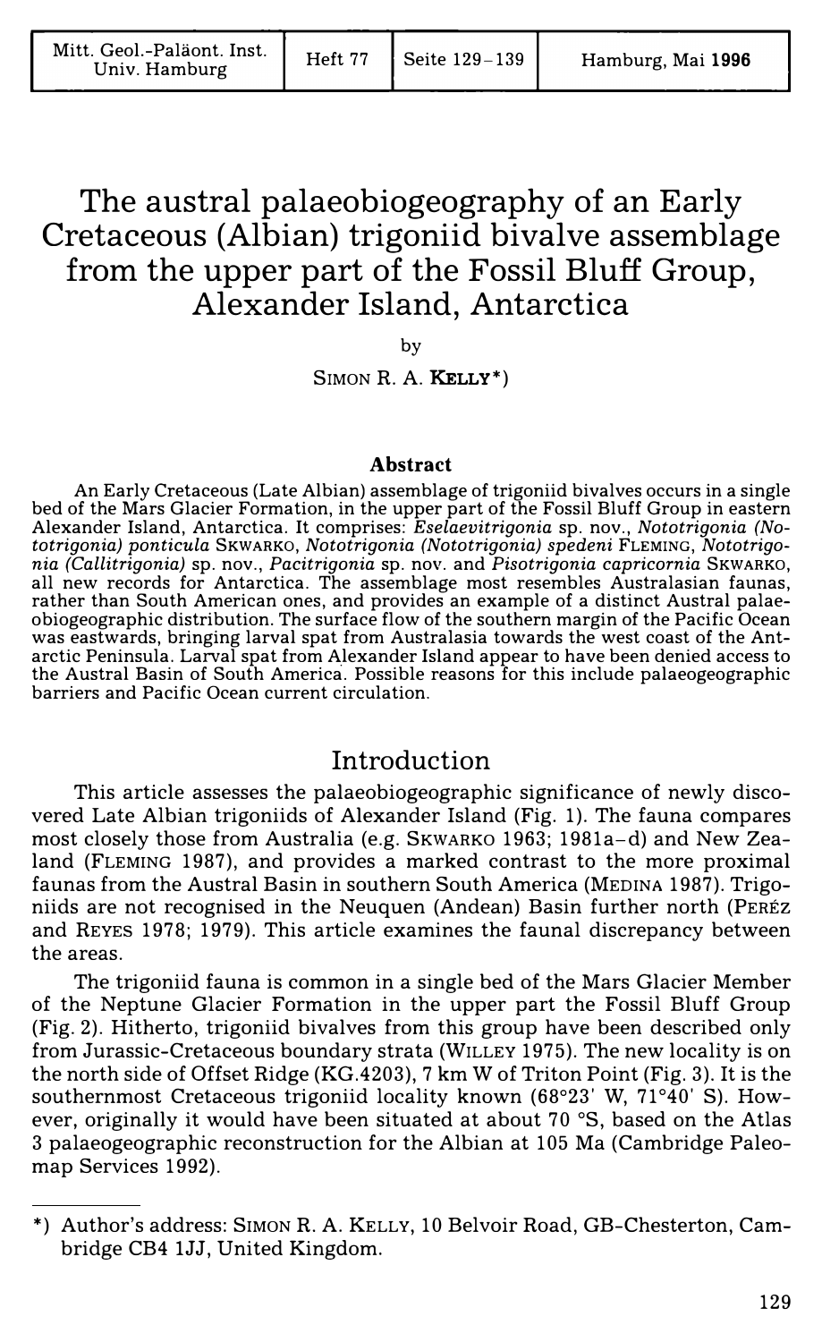# The austral palaeobiogeography of an Early Cretaceous (Albian) trigoniid bivalve assemblage from the upper part of the Fossil Bluff Group, Alexander Island, Antarctica

by

SIMON R. A. **KELLY***)

### Abstract

An Early Cretaceous (Late Albian) assemblage of trigoniid bivalves occurs in a single bed of the Mars Glacier Formation, in the upper part of the Fossil Bluff Group in eastern Alexander Island, Antarctica. It comprises: *Eselaevitrigonia* sp. nov., *Nototrigonia (Nototrigonia) ponticula* SKWARKO, *Nototrigonia (Nototrigonia) spedeni* FLEMING, *Nototrigonia (Callitrigonia)* sp. nov., *Pacitrigonia* sp. nov. and *Pisotrigonia capricornia* SKWARKO, all new records for Antarctica. The assemblage most resembles Australasian faunas, rather than South American ones, and provides an example of a distinct Austral palaeobiogeographic distribution. The surface flow of the southern margin of the Pacific Ocean was eastwards, bringing larval spat from Australasia towards the west coast of the Antarctic Peninsula. Larval spat from Alexander Island appear to have been denied access to the Austral Basin of South America. Possible reasons for this include palaeogeographic barriers and Pacific Ocean current circulation.

## Introduction

This article assesses the palaeobiogeographic significance of newly discovered Late Albian trigoniids of Alexander Island (Fig. 1). The fauna compares most closely those from Australia (e.g. SKWARKO 1963; 1981a–d) and New Zealand (FLEMING 1987), and provides a marked contrast to the more proximal faunas from the Austral Basin in southern South America (MEDINA 1987). Trigoniids are not recognised in the Neuquen (Andean) Basin further north (PERÉZ and REYES 1978; 1979). This article examines the faunal discrepancy between the areas.

The trigoniid fauna is common in a single bed of the Mars Glacier Member of the Neptune Glacier Formation in the upper part the Fossil Bluff Group (Fig. 2). Hitherto, trigoniid bivalves from this group have been described only from Jurassic-Cretaceous boundary strata (WILLEY 1975). The new locality is on the north side of Offset Ridge (KG.4203), 7 km W of Triton Point (Fig. 3). It is the southernmost Cretaceous trigoniid locality known (68°23' W, 71°40' S). However, originally it would have been situated at about 70 °S, based on the Atlas 3 palaeogeographic reconstruction for the Albian at 105 Ma (Cambridge Paleomap Services 1992).

---

*) Author's address: SIMON R. A. KELLY, 10 Belvoir Road, GB-Chesterton, Cambridge CB4 1JJ, United Kingdom.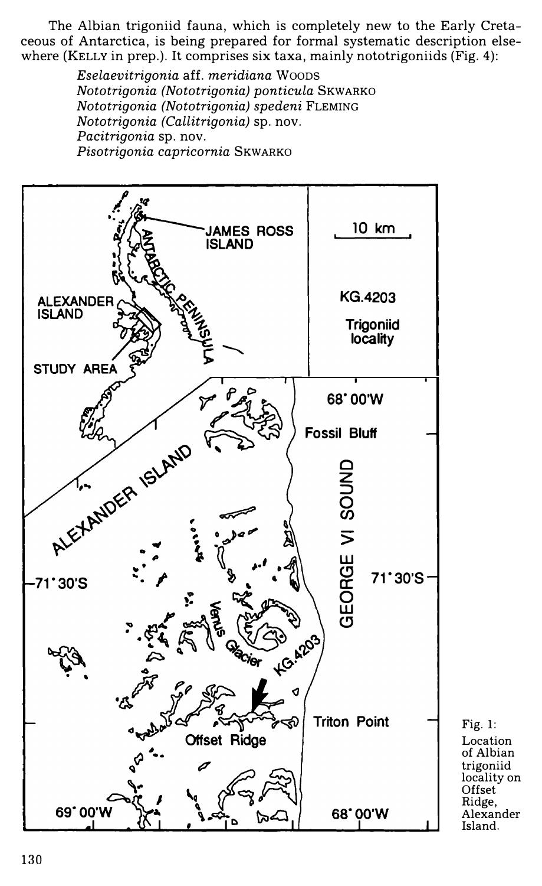The Albian trigoniid fauna, which is completely new to the Early Cretaceous of Antarctica, is being prepared for formal systematic description elsewhere (KELLY in prep.). It comprises six taxa, mainly nototrigoniids (Fig. 4):

*Eselaevitrigonia* aff. *meridiana* WOODS
*Nototrigonia (Nototrigonia) ponticula* SKWARKO
*Nototrigonia (Nototrigonia) spedeni* FLEMING
*Nototrigonia (Callitrigonia)* sp. nov.
*Pacitrigonia* sp. nov.
*Pisotrigonia capricornia* SKWARKO

Fig. 1: Location of Albian trigoniid locality on Offset Ridge, Alexander Island.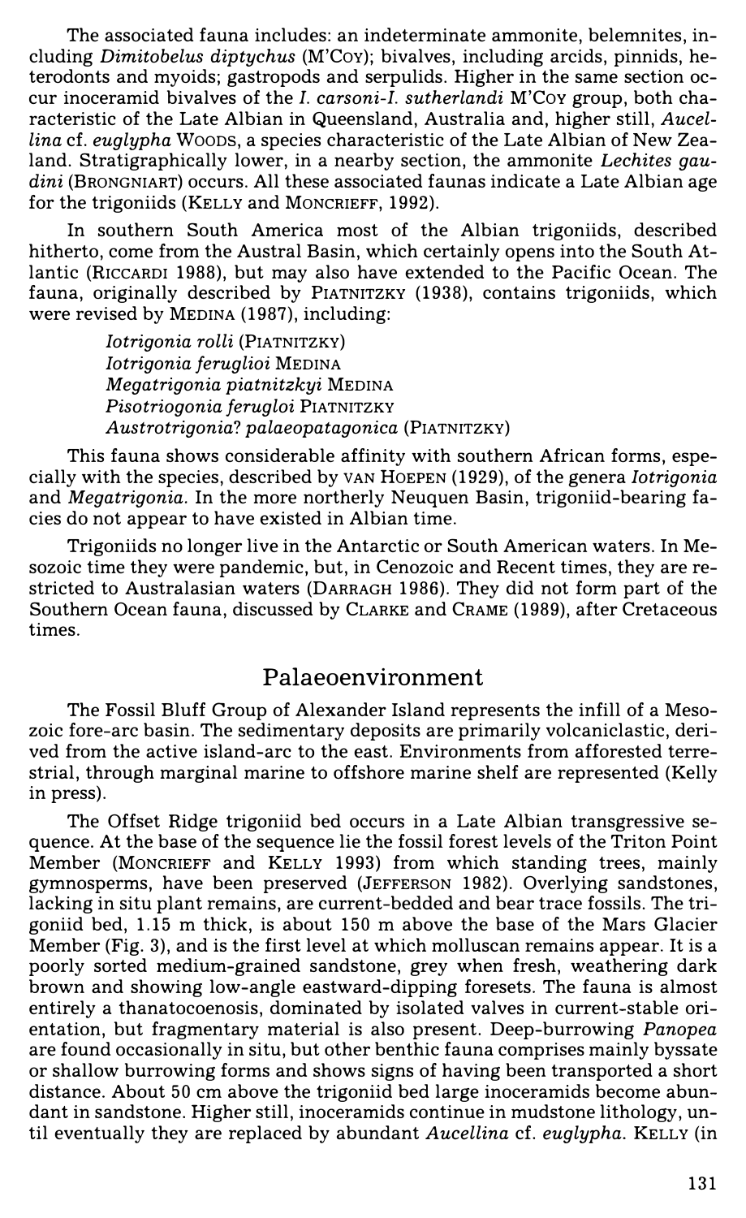The associated fauna includes: an indeterminate ammonite, belemnites, including *Dimitobelus diptychus* (M'Coy); bivalves, including arcids, pinnids, heterodonts and myoids; gastropods and serpulids. Higher in the same section occur inoceramid bivalves of the *I. carsoni-I. sutherlandi* M'Coy group, both characteristic of the Late Albian in Queensland, Australia and, higher still, *Aucellina* cf. *euglypha* Woods, a species characteristic of the Late Albian of New Zealand. Stratigraphically lower, in a nearby section, the ammonite *Lechites gaudini* (Brongniart) occurs. All these associated faunas indicate a Late Albian age for the trigoniids (Kelly and Moncrieff, 1992).

In southern South America most of the Albian trigoniids, described hitherto, come from the Austral Basin, which certainly opens into the South Atlantic (Riccardi 1988), but may also have extended to the Pacific Ocean. The fauna, originally described by Piatnitzky (1938), contains trigoniids, which were revised by Medina (1987), including:

*Iotrigonia rolli* (Piatnitzky)
*Iotrigonia feruglioi* Medina
*Megatrigonia piatnitzkyi* Medina
*Pisotriogonia ferugloi* Piatnitzky
*Austrotrigonia? palaeopatagonica* (Piatnitzky)

This fauna shows considerable affinity with southern African forms, especially with the species, described by van Hoepen (1929), of the genera *Iotrigonia* and *Megatrigonia*. In the more northerly Neuquen Basin, trigoniid-bearing facies do not appear to have existed in Albian time.

Trigoniids no longer live in the Antarctic or South American waters. In Mesozoic time they were pandemic, but, in Cenozoic and Recent times, they are restricted to Australasian waters (Darragh 1986). They did not form part of the Southern Ocean fauna, discussed by Clarke and Crame (1989), after Cretaceous times.

## Palaeoenvironment

The Fossil Bluff Group of Alexander Island represents the infill of a Mesozoic fore-arc basin. The sedimentary deposits are primarily volcaniclastic, derived from the active island-arc to the east. Environments from afforested terrestrial, through marginal marine to offshore marine shelf are represented (Kelly in press).

The Offset Ridge trigoniid bed occurs in a Late Albian transgressive sequence. At the base of the sequence lie the fossil forest levels of the Triton Point Member (Moncrieff and Kelly 1993) from which standing trees, mainly gymnosperms, have been preserved (Jefferson 1982). Overlying sandstones, lacking in situ plant remains, are current-bedded and bear trace fossils. The trigoniid bed, 1.15 m thick, is about 150 m above the base of the Mars Glacier Member (Fig. 3), and is the first level at which molluscan remains appear. It is a poorly sorted medium-grained sandstone, grey when fresh, weathering dark brown and showing low-angle eastward-dipping foresets. The fauna is almost entirely a thanatocoenosis, dominated by isolated valves in current-stable orientation, but fragmentary material is also present. Deep-burrowing *Panopea* are found occasionally in situ, but other benthic fauna comprises mainly byssate or shallow burrowing forms and shows signs of having been transported a short distance. About 50 cm above the trigoniid bed large inoceramids become abundant in sandstone. Higher still, inoceramids continue in mudstone lithology, until eventually they are replaced by abundant *Aucellina* cf. *euglypha*. Kelly (in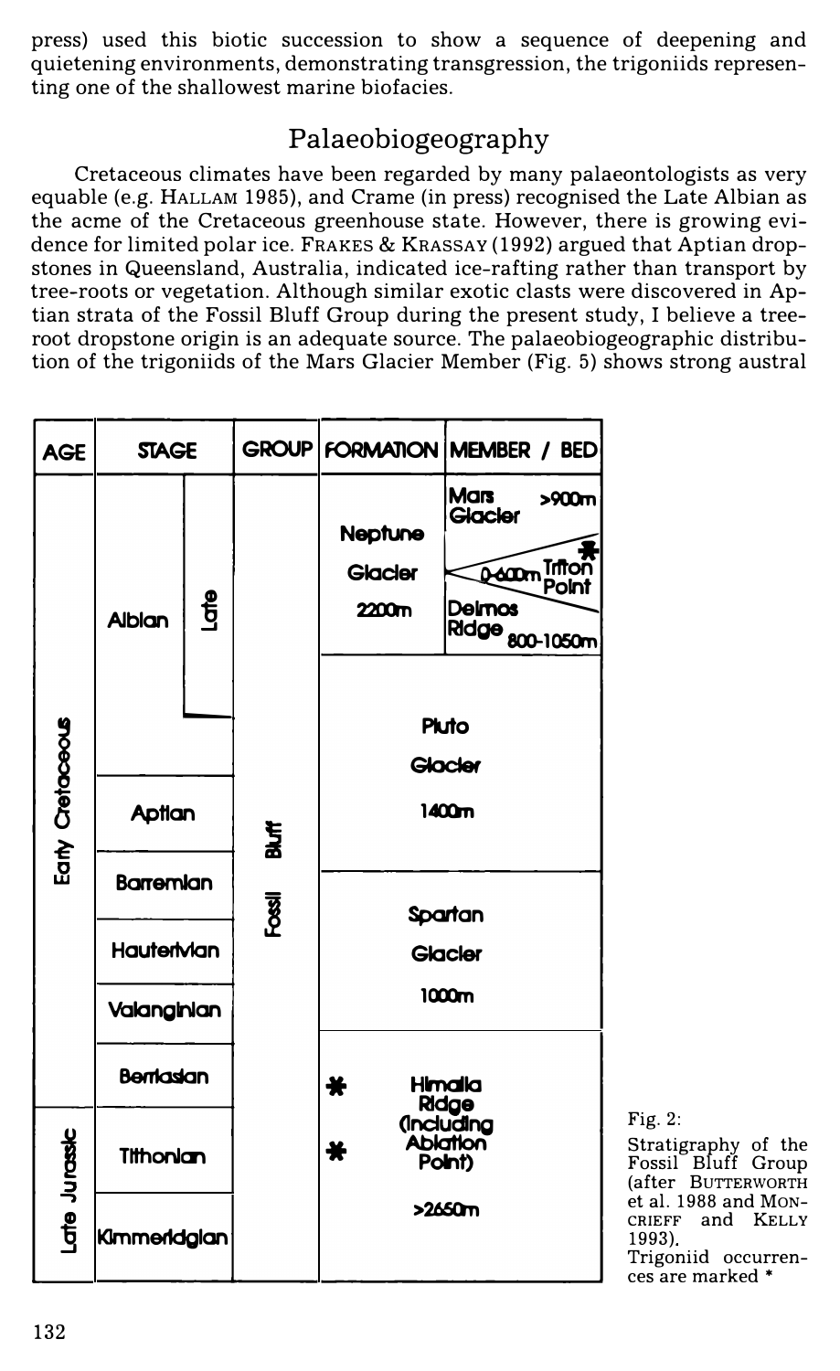press) used this biotic succession to show a sequence of deepening and quietening environments, demonstrating transgression, the trigoniids representing one of the shallowest marine biofacies.

## Palaeobiogeography

Cretaceous climates have been regarded by many palaeontologists as very equable (e.g. HALLAM 1985), and Crame (in press) recognised the Late Albian as the acme of the Cretaceous greenhouse state. However, there is growing evidence for limited polar ice. FRAKES & KRASSAY (1992) argued that Aptian dropstones in Queensland, Australia, indicated ice-rafting rather than transport by tree-roots or vegetation. Although similar exotic clasts were discovered in Aptian strata of the Fossil Bluff Group during the present study, I believe a tree-root dropstone origin is an adequate source. The palaeobiogeographic distribution of the trigoniids of the Mars Glacier Member (Fig. 5) shows strong austral

| AGE | STAGE | GROUP | FORMATION | MEMBER / BED |
|---|---|---|---|---|
| Early Cretaceous | Albian (Late) | Fossil Bluff | Neptune Glacier 2200m | Mars Glacier >900m |
| | | | | * Triton Point 0-600m |
| | | | | Deimos Ridge 800-1050m |
| | Albian | | Pluto Glacier 1400m | |
| | Aptian | | | |
| | Barremian | | Spartan Glacier 1000m | |
| | Hauterivian | | | |
| | Valanginian | | | |
| | Berriasian | | * Himalia Ridge (Including Ablation Point) >2650m | |
| Late Jurassic | Tithonian | | * | |
| | Kimmeridgian | | | |

Fig. 2: Stratigraphy of the Fossil Bluff Group (after BUTTERWORTH et al. 1988 and MONCRIEFF and KELLY 1993). Trigoniid occurrences are marked *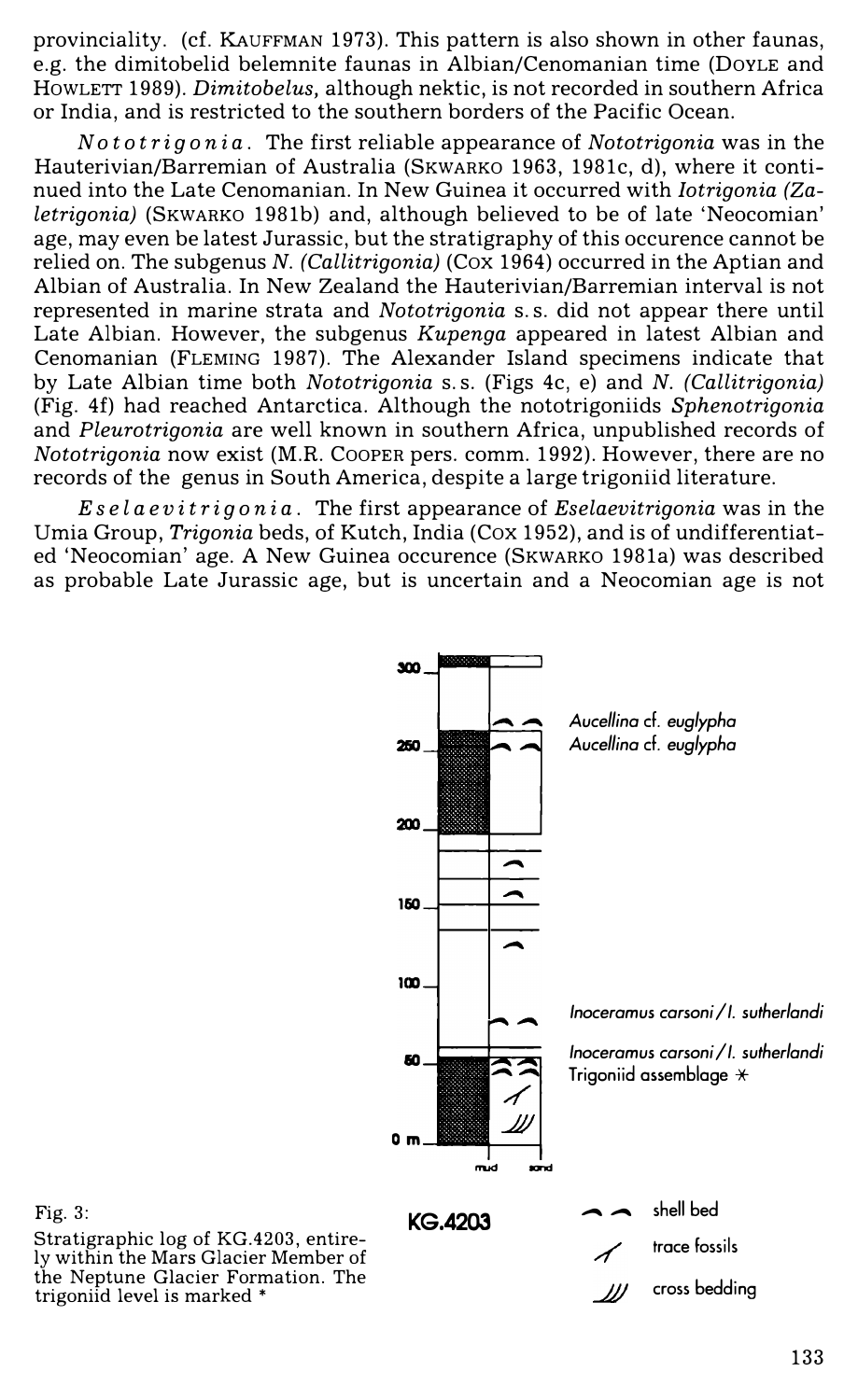provinciality. (cf. KAUFFMAN 1973). This pattern is also shown in other faunas, e.g. the dimitobelid belemnite faunas in Albian/Cenomanian time (DOYLE and HOWLETT 1989). *Dimitobelus,* although nektic, is not recorded in southern Africa or India, and is restricted to the southern borders of the Pacific Ocean.

*Nototrigonia*. The first reliable appearance of *Nototrigonia* was in the Hauterivian/Barremian of Australia (SKWARKO 1963, 1981c, d), where it continued into the Late Cenomanian. In New Guinea it occurred with *Iotrigonia (Zaletrigonia)* (SKWARKO 1981b) and, although believed to be of late 'Neocomian' age, may even be latest Jurassic, but the stratigraphy of this occurence cannot be relied on. The subgenus *N. (Callitrigonia)* (COX 1964) occurred in the Aptian and Albian of Australia. In New Zealand the Hauterivian/Barremian interval is not represented in marine strata and *Nototrigonia* s. s. did not appear there until Late Albian. However, the subgenus *Kupenga* appeared in latest Albian and Cenomanian (FLEMING 1987). The Alexander Island specimens indicate that by Late Albian time both *Nototrigonia* s. s. (Figs 4c, e) and *N. (Callitrigonia)* (Fig. 4f) had reached Antarctica. Although the nototrigoniids *Sphenotrigonia* and *Pleurotrigonia* are well known in southern Africa, unpublished records of *Nototrigonia* now exist (M.R. COOPER pers. comm. 1992). However, there are no records of the genus in South America, despite a large trigoniid literature.

*Eselaevitrigonia*. The first appearance of *Eselaevitrigonia* was in the Umia Group, *Trigonia* beds, of Kutch, India (COX 1952), and is of undifferentiated 'Neocomian' age. A New Guinea occurence (SKWARKO 1981a) was described as probable Late Jurassic age, but is uncertain and a Neocomian age is not

Fig. 3:
Stratigraphic log of KG.4203, entirely within the Mars Glacier Member of the Neptune Glacier Formation. The trigoniid level is marked *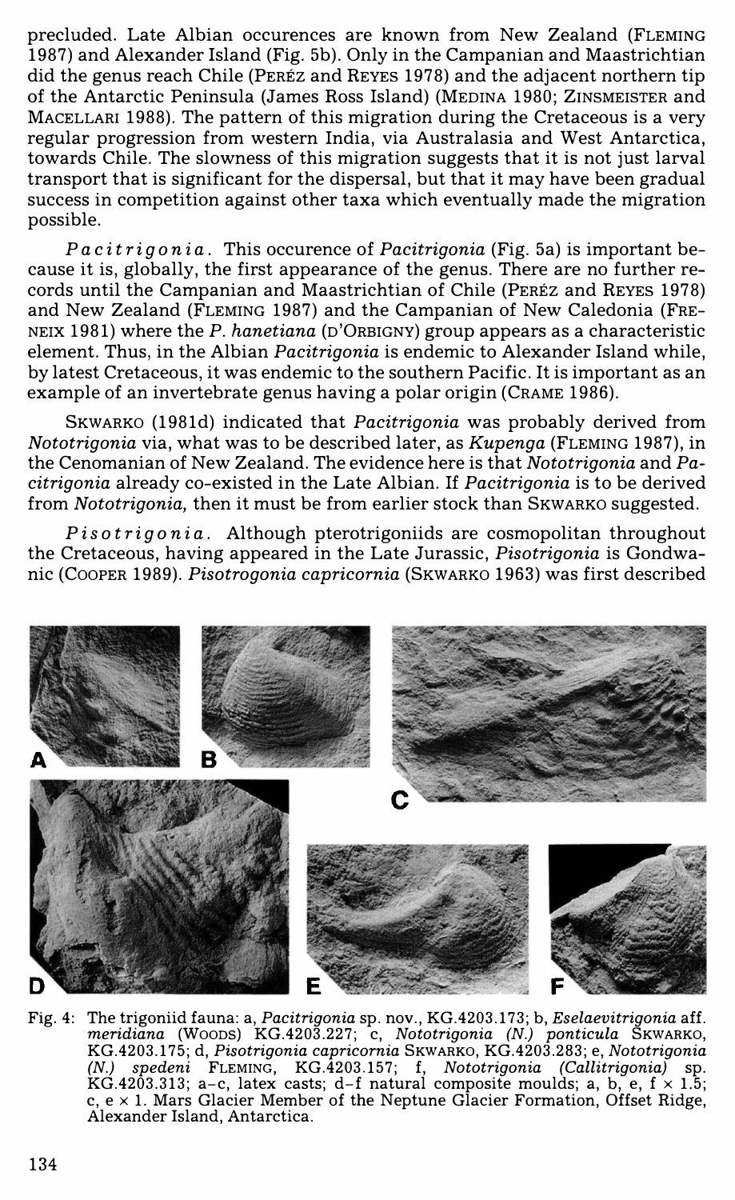precluded. Late Albian occurences are known from New Zealand (FLEMING 1987) and Alexander Island (Fig. 5b). Only in the Campanian and Maastrichtian did the genus reach Chile (PERÉZ and REYES 1978) and the adjacent northern tip of the Antarctic Peninsula (James Ross Island) (MEDINA 1980; ZINSMEISTER and MACELLARI 1988). The pattern of this migration during the Cretaceous is a very regular progression from western India, via Australasia and West Antarctica, towards Chile. The slowness of this migration suggests that it is not just larval transport that is significant for the dispersal, but that it may have been gradual success in competition against other taxa which eventually made the migration possible.

*Pacitrigonia*. This occurence of *Pacitrigonia* (Fig. 5a) is important because it is, globally, the first appearance of the genus. There are no further records until the Campanian and Maastrichtian of Chile (PERÉZ and REYES 1978) and New Zealand (FLEMING 1987) and the Campanian of New Caledonia (FRENEIX 1981) where the *P. hanetiana* (D'ORBIGNY) group appears as a characteristic element. Thus, in the Albian *Pacitrigonia* is endemic to Alexander Island while, by latest Cretaceous, it was endemic to the southern Pacific. It is important as an example of an invertebrate genus having a polar origin (CRAME 1986).

SKWARKO (1981d) indicated that *Pacitrigonia* was probably derived from *Nototrigonia* via, what was to be described later, as *Kupenga* (FLEMING 1987), in the Cenomanian of New Zealand. The evidence here is that *Nototrigonia* and *Pacitrigonia* already co-existed in the Late Albian. If *Pacitrigonia* is to be derived from *Nototrigonia,* then it must be from earlier stock than SKWARKO suggested.

*Pisotrigonia*. Although pterotrigoniids are cosmopolitan throughout the Cretaceous, having appeared in the Late Jurassic, *Pisotrigonia* is Gondwanic (COOPER 1989). *Pisotrogonia capricornia* (SKWARKO 1963) was first described

Fig. 4: The trigoniid fauna: a, *Pacitrigonia* sp. nov., KG.4203.173; b, *Eselaevitrigonia* aff. *meridiana* (WOODS) KG.4203.227; c, *Nototrigonia (N.) ponticula* SKWARKO, KG.4203.175; d, *Pisotrigonia capricornia* SKWARKO, KG.4203.283; e, *Nototrigonia (N.) spedeni* FLEMING, KG.4203.157; f, *Nototrigonia (Callitrigonia)* sp. KG.4203.313; a–c, latex casts; d–f natural composite moulds; a, b, e, f × 1.5; c, e × 1. Mars Glacier Member of the Neptune Glacier Formation, Offset Ridge, Alexander Island, Antarctica.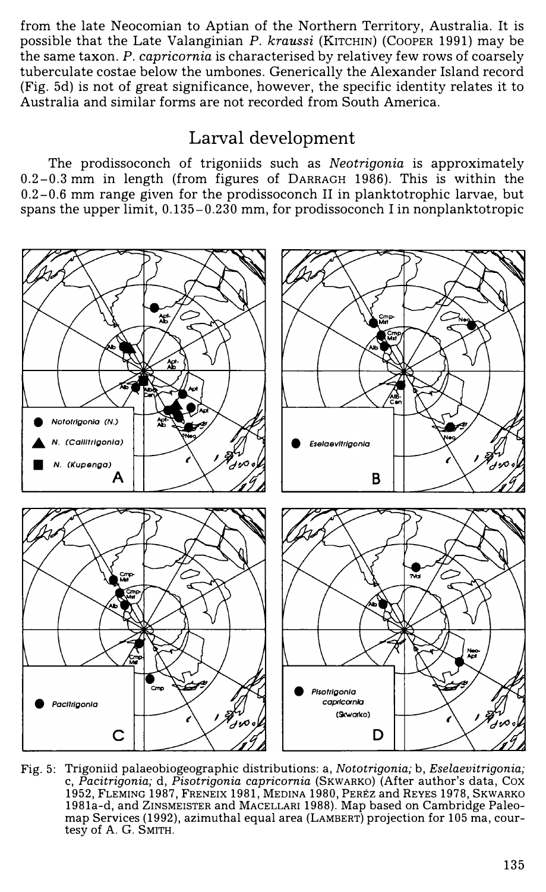from the late Neocomian to Aptian of the Northern Territory, Australia. It is possible that the Late Valanginian *P. kraussi* (KITCHIN) (COOPER 1991) may be the same taxon. *P. capricornia* is characterised by relativey few rows of coarsely tuberculate costae below the umbones. Generically the Alexander Island record (Fig. 5d) is not of great significance, however, the specific identity relates it to Australia and similar forms are not recorded from South America.

## Larval development

The prodissoconch of trigoniids such as *Neotrigonia* is approximately 0.2–0.3 mm in length (from figures of DARRAGH 1986). This is within the 0.2–0.6 mm range given for the prodissoconch II in planktotrophic larvae, but spans the upper limit, 0.135–0.230 mm, for prodissoconch I in nonplanktotropic

Fig. 5: Trigoniid palaeobiogeographic distributions: a, *Nototrigonia;* b, *Eselaevitrigonia;* c, *Pacitrigonia;* d, *Pisotrigonia capricornia* (SKWARKO) (After author's data, COX 1952, FLEMING 1987, FRENEIX 1981, MEDINA 1980, PERÉZ and REYES 1978, SKWARKO 1981a-d, and ZINSMEISTER and MACELLARI 1988). Map based on Cambridge Paleomap Services (1992), azimuthal equal area (LAMBERT) projection for 105 ma, courtesy of A. G. SMITH.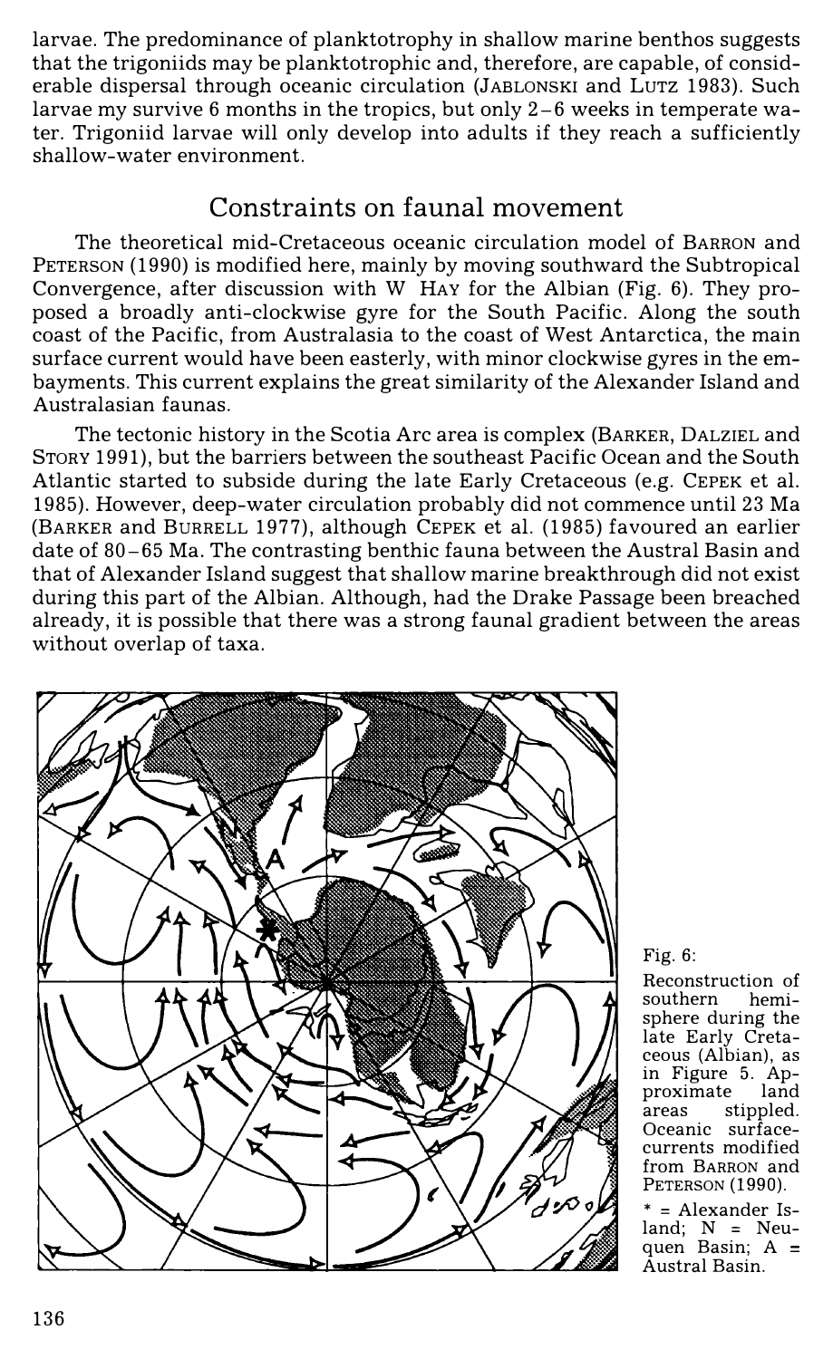larvae. The predominance of planktotrophy in shallow marine benthos suggests that the trigoniids may be planktotrophic and, therefore, are capable, of considerable dispersal through oceanic circulation (JABLONSKI and LUTZ 1983). Such larvae my survive 6 months in the tropics, but only 2–6 weeks in temperate water. Trigoniid larvae will only develop into adults if they reach a sufficiently shallow-water environment.

## Constraints on faunal movement

The theoretical mid-Cretaceous oceanic circulation model of BARRON and PETERSON (1990) is modified here, mainly by moving southward the Subtropical Convergence, after discussion with W HAY for the Albian (Fig. 6). They proposed a broadly anti-clockwise gyre for the South Pacific. Along the south coast of the Pacific, from Australasia to the coast of West Antarctica, the main surface current would have been easterly, with minor clockwise gyres in the embayments. This current explains the great similarity of the Alexander Island and Australasian faunas.

The tectonic history in the Scotia Arc area is complex (BARKER, DALZIEL and STORY 1991), but the barriers between the southeast Pacific Ocean and the South Atlantic started to subside during the late Early Cretaceous (e.g. CEPEK et al. 1985). However, deep-water circulation probably did not commence until 23 Ma (BARKER and BURRELL 1977), although CEPEK et al. (1985) favoured an earlier date of 80–65 Ma. The contrasting benthic fauna between the Austral Basin and that of Alexander Island suggest that shallow marine breakthrough did not exist during this part of the Albian. Although, had the Drake Passage been breached already, it is possible that there was a strong faunal gradient between the areas without overlap of taxa.

Fig. 6: Reconstruction of southern hemisphere during the late Early Cretaceous (Albian), as in Figure 5. Approximate land areas stippled. Oceanic surface-currents modified from BARRON and PETERSON (1990).

* = Alexander Island; N = Neuquen Basin; A = Austral Basin.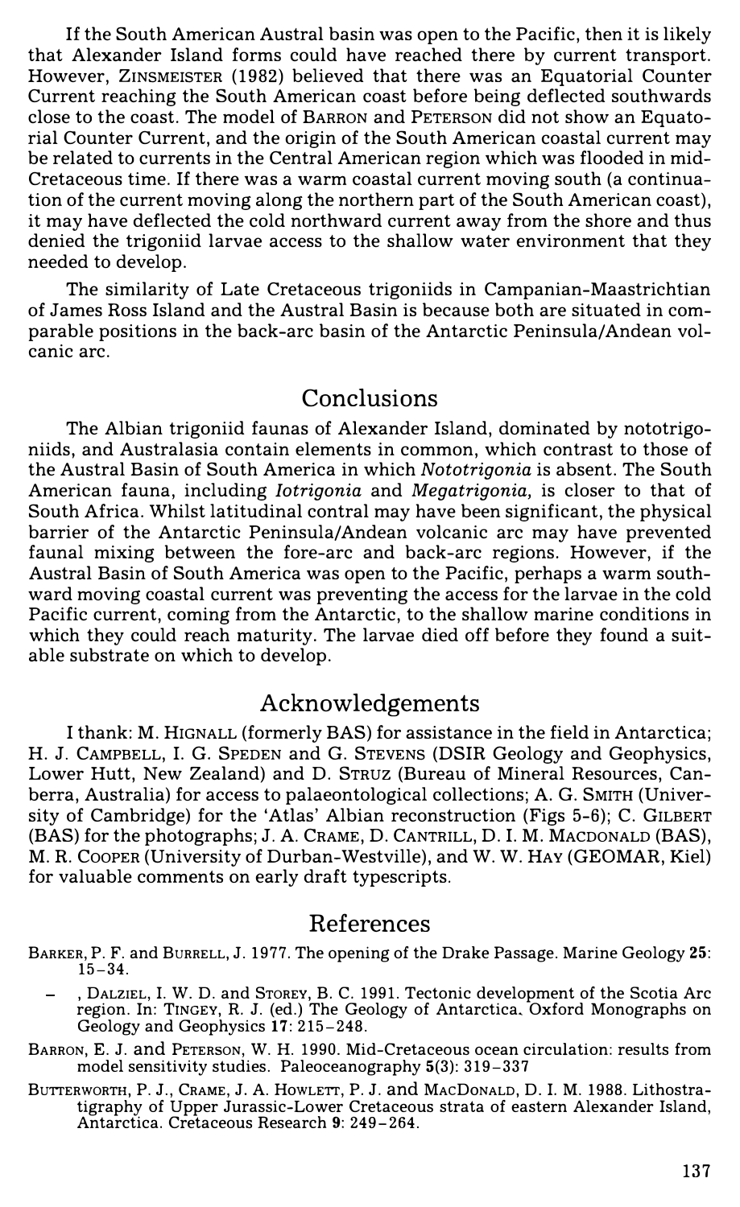If the South American Austral basin was open to the Pacific, then it is likely that Alexander Island forms could have reached there by current transport. However, ZINSMEISTER (1982) believed that there was an Equatorial Counter Current reaching the South American coast before being deflected southwards close to the coast. The model of BARRON and PETERSON did not show an Equatorial Counter Current, and the origin of the South American coastal current may be related to currents in the Central American region which was flooded in mid-Cretaceous time. If there was a warm coastal current moving south (a continuation of the current moving along the northern part of the South American coast), it may have deflected the cold northward current away from the shore and thus denied the trigoniid larvae access to the shallow water environment that they needed to develop.

The similarity of Late Cretaceous trigoniids in Campanian-Maastrichtian of James Ross Island and the Austral Basin is because both are situated in comparable positions in the back-arc basin of the Antarctic Peninsula/Andean volcanic arc.

## Conclusions

The Albian trigoniid faunas of Alexander Island, dominated by nototrigoniids, and Australasia contain elements in common, which contrast to those of the Austral Basin of South America in which *Nototrigonia* is absent. The South American fauna, including *Iotrigonia* and *Megatrigonia*, is closer to that of South Africa. Whilst latitudinal contral may have been significant, the physical barrier of the Antarctic Peninsula/Andean volcanic arc may have prevented faunal mixing between the fore-arc and back-arc regions. However, if the Austral Basin of South America was open to the Pacific, perhaps a warm southward moving coastal current was preventing the access for the larvae in the cold Pacific current, coming from the Antarctic, to the shallow marine conditions in which they could reach maturity. The larvae died off before they found a suitable substrate on which to develop.

## Acknowledgements

I thank: M. HIGNALL (formerly BAS) for assistance in the field in Antarctica; H. J. CAMPBELL, I. G. SPEDEN and G. STEVENS (DSIR Geology and Geophysics, Lower Hutt, New Zealand) and D. STRUZ (Bureau of Mineral Resources, Canberra, Australia) for access to palaeontological collections; A. G. SMITH (University of Cambridge) for the 'Atlas' Albian reconstruction (Figs 5-6); C. GILBERT (BAS) for the photographs; J. A. CRAME, D. CANTRILL, D. I. M. MACDONALD (BAS), M. R. COOPER (University of Durban-Westville), and W. W. HAY (GEOMAR, Kiel) for valuable comments on early draft typescripts.

## References

BARKER, P. F. and BURRELL, J. 1977. The opening of the Drake Passage. Marine Geology **25**: 15–34.

– , DALZIEL, I. W. D. and STOREY, B. C. 1991. Tectonic development of the Scotia Arc region. In: TINGEY, R. J. (ed.) The Geology of Antarctica. Oxford Monographs on Geology and Geophysics **17**: 215–248.

BARRON, E. J. and PETERSON, W. H. 1990. Mid-Cretaceous ocean circulation: results from model sensitivity studies. Paleoceanography **5**(3): 319–337

BUTTERWORTH, P. J., CRAME, J. A. HOWLETT, P. J. and MACDONALD, D. I. M. 1988. Lithostratigraphy of Upper Jurassic-Lower Cretaceous strata of eastern Alexander Island, Antarctica. Cretaceous Research **9**: 249–264.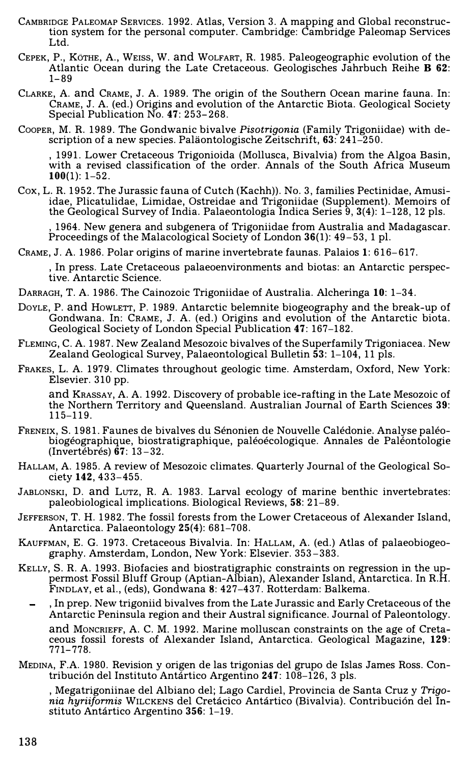CAMBRIDGE PALEOMAP SERVICES. 1992. Atlas, Version 3. A mapping and Global reconstruction system for the personal computer. Cambridge: Cambridge Paleomap Services Ltd.

CEPEK, P., KÖTHE, A., WEISS, W. and WOLFART, R. 1985. Paleogeographic evolution of the Atlantic Ocean during the Late Cretaceous. Geologisches Jahrbuch Reihe **B 62**: 1–89

CLARKE, A. and CRAME, J. A. 1989. The origin of the Southern Ocean marine fauna. In: CRAME, J. A. (ed.) Origins and evolution of the Antarctic Biota. Geological Society Special Publication No. **47**: 253–268.

COOPER, M. R. 1989. The Gondwanic bivalve *Pisotrigonia* (Family Trigoniidae) with description of a new species. Paläontologische Zeitschrift, **63**: 241–250.

, 1991. Lower Cretaceous Trigonioida (Mollusca, Bivalvia) from the Algoa Basin, with a revised classification of the order. Annals of the South Africa Museum **100**(1): 1–52.

COX, L. R. 1952. The Jurassic fauna of Cutch (Kachh)). No. 3, families Pectinidae, Amusiidae, Plicatulidae, Limidae, Ostreidae and Trigoniidae (Supplement). Memoirs of the Geological Survey of India. Palaeontologia Indica Series 9, **3**(4): 1–128, 12 pls.

, 1964. New genera and subgenera of Trigoniidae from Australia and Madagascar. Proceedings of the Malacological Society of London **36**(1): 49–53, 1 pl.

CRAME, J. A. 1986. Polar origins of marine invertebrate faunas. Palaios **1**: 616–617.

, In press. Late Cretaceous palaeoenvironments and biotas: an Antarctic perspective. Antarctic Science.

DARRAGH, T. A. 1986. The Cainozoic Trigoniidae of Australia. Alcheringa **10**: 1–34.

DOYLE, P. and HOWLETT, P. 1989. Antarctic belemnite biogeography and the break-up of Gondwana. In: CRAME, J. A. (ed.) Origins and evolution of the Antarctic biota. Geological Society of London Special Publication **47**: 167–182.

FLEMING, C. A. 1987. New Zealand Mesozoic bivalves of the Superfamily Trigoniacea. New Zealand Geological Survey, Palaeontological Bulletin **53**: 1–104, 11 pls.

FRAKES, L. A. 1979. Climates throughout geologic time. Amsterdam, Oxford, New York: Elsevier. 310 pp.

and KRASSAY, A. A. 1992. Discovery of probable ice-rafting in the Late Mesozoic of the Northern Territory and Queensland. Australian Journal of Earth Sciences **39**: 115–119.

FRENEIX, S. 1981. Faunes de bivalves du Sénonien de Nouvelle Calédonie. Analyse paléobiogéographique, biostratigraphique, paléoécologique. Annales de Paléontologie (Invertébrés) **67**: 13–32.

HALLAM, A. 1985. A review of Mesozoic climates. Quarterly Journal of the Geological Society **142**, 433–455.

JABLONSKI, D. and LUTZ, R. A. 1983. Larval ecology of marine benthic invertebrates: paleobiological implications. Biological Reviews, **58**: 21–89.

JEFFERSON, T. H. 1982. The fossil forests from the Lower Cretaceous of Alexander Island, Antarctica. Palaeontology **25(4)**: 681–708.

KAUFFMAN, E. G. 1973. Cretaceous Bivalvia. In: HALLAM, A. (ed.) Atlas of palaeobiogeography. Amsterdam, London, New York: Elsevier. 353–383.

KELLY, S. R. A. 1993. Biofacies and biostratigraphic constraints on regression in the uppermost Fossil Bluff Group (Aptian-Albian), Alexander Island, Antarctica. In R.H. FINDLAY, et al., (eds), Gondwana **8**: 427–437. Rotterdam: Balkema.

– , In prep. New trigoniid bivalves from the Late Jurassic and Early Cretaceous of the Antarctic Peninsula region and their Austral significance. Journal of Paleontology.

and MONCRIEFF, A. C. M. 1992. Marine molluscan constraints on the age of Cretaceous fossil forests of Alexander Island, Antarctica. Geological Magazine, **129**: 771–778.

MEDINA, F.A. 1980. Revision y origen de las trigonias del grupo de Islas James Ross. Contribución del Instituto Antártico Argentino **247**: 108–126, 3 pls.

, Megatrigoniinae del Albiano del; Lago Cardiel, Provincia de Santa Cruz y *Trigonia hyriiformis* WILCKENS del Cretácico Antártico (Bivalvia). Contribución del Instituto Antártico Argentino **356**: 1–19.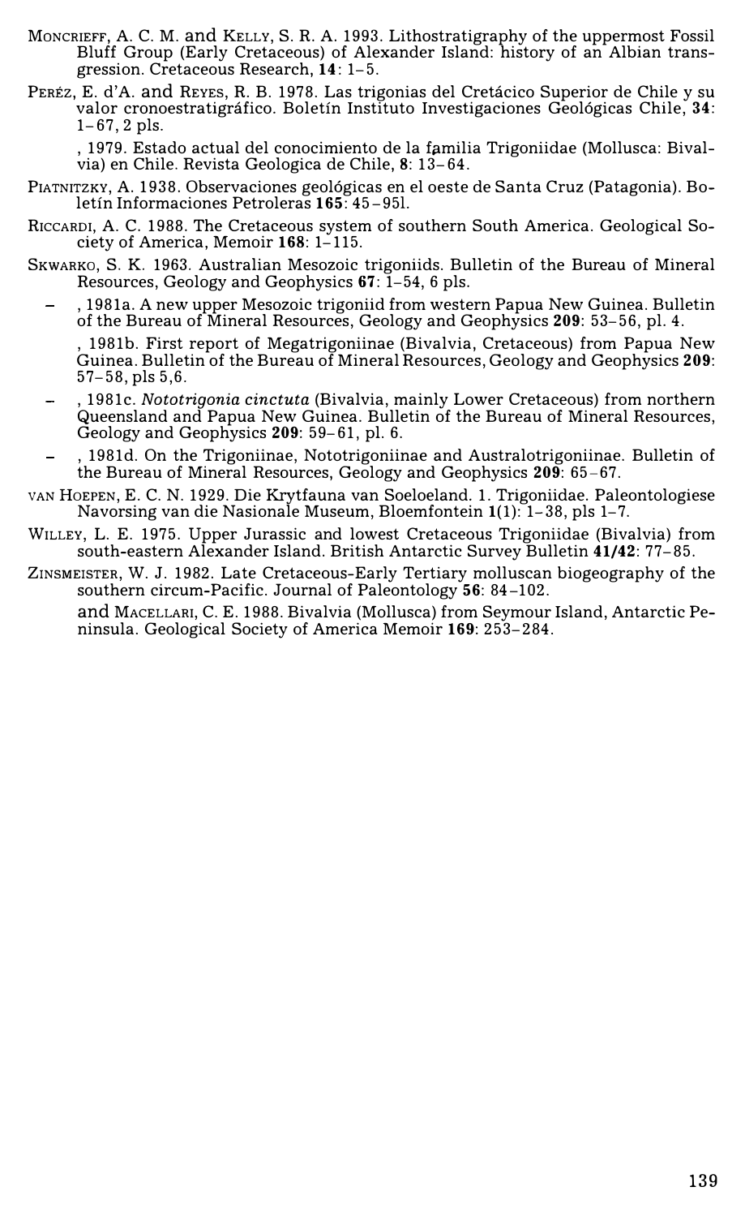MONCRIEFF, A. C. M. and KELLY, S. R. A. 1993. Lithostratigraphy of the uppermost Fossil Bluff Group (Early Cretaceous) of Alexander Island: history of an Albian transgression. Cretaceous Research, **14**: 1–5.

PERÉZ, E. d'A. and REYES, R. B. 1978. Las trigonias del Cretácico Superior de Chile y su valor cronoestratigráfico. Boletín Instituto Investigaciones Geológicas Chile, **34**: 1–67, 2 pls.

, 1979. Estado actual del conocimiento de la familia Trigoniidae (Mollusca: Bivalvia) en Chile. Revista Geologica de Chile, **8**: 13–64.

PIATNITZKY, A. 1938. Observaciones geológicas en el oeste de Santa Cruz (Patagonia). Boletín Informaciones Petroleras **165**: 45–95l.

RICCARDI, A. C. 1988. The Cretaceous system of southern South America. Geological Society of America, Memoir **168**: 1–115.

SKWARKO, S. K. 1963. Australian Mesozoic trigoniids. Bulletin of the Bureau of Mineral Resources, Geology and Geophysics **67**: 1–54, 6 pls.

– , 1981a. A new upper Mesozoic trigoniid from western Papua New Guinea. Bulletin of the Bureau of Mineral Resources, Geology and Geophysics **209**: 53–56, pl. 4.

, 1981b. First report of Megatrigoniinae (Bivalvia, Cretaceous) from Papua New Guinea. Bulletin of the Bureau of Mineral Resources, Geology and Geophysics **209**: 57–58, pls 5,6.

– , 1981c. *Nototrigonia cinctuta* (Bivalvia, mainly Lower Cretaceous) from northern Queensland and Papua New Guinea. Bulletin of the Bureau of Mineral Resources, Geology and Geophysics **209**: 59–61, pl. 6.

– , 1981d. On the Trigoniinae, Nototrigoniinae and Australotrigoniinae. Bulletin of the Bureau of Mineral Resources, Geology and Geophysics **209**: 65–67.

VAN HOEPEN, E. C. N. 1929. Die Krytfauna van Soeloeland. 1. Trigoniidae. Paleontologiese Navorsing van die Nasionale Museum, Bloemfontein **1**(1): 1–38, pls 1–7.

WILLEY, L. E. 1975. Upper Jurassic and lowest Cretaceous Trigoniidae (Bivalvia) from south-eastern Alexander Island. British Antarctic Survey Bulletin **41/42**: 77–85.

ZINSMEISTER, W. J. 1982. Late Cretaceous-Early Tertiary molluscan biogeography of the southern circum-Pacific. Journal of Paleontology **56**: 84–102.

and MACELLARI, C. E. 1988. Bivalvia (Mollusca) from Seymour Island, Antarctic Peninsula. Geological Society of America Memoir **169**: 253–284.